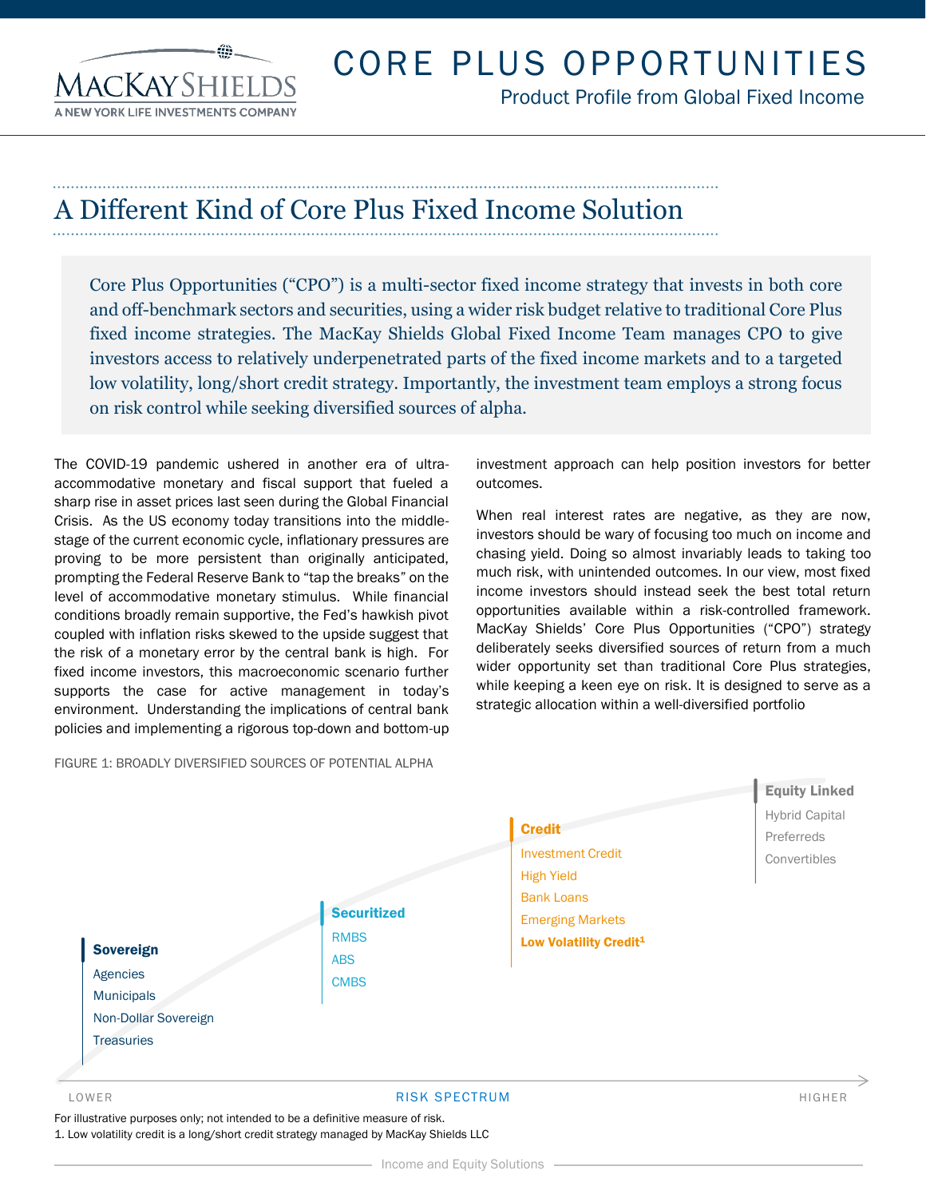# CORE PLUS OPPORTUNITIES

Product Profile from Global Fixed Income

## A Different Kind of Core Plus Fixed Income Solution

Core Plus Opportunities ("CPO") is a multi-sector fixed income strategy that invests in both core and off-benchmark sectors and securities, using a wider risk budget relative to traditional Core Plus fixed income strategies. The MacKay Shields Global Fixed Income Team manages CPO to give investors access to relatively underpenetrated parts of the fixed income markets and to a targeted low volatility, long/short credit strategy. Importantly, the investment team employs a strong focus on risk control while seeking diversified sources of alpha.

The COVID-19 pandemic ushered in another era of ultra-accommodative monetary and fiscal support that fueled a sharp rise in asset prices last seen during the Global Financial Crisis. As the US economy today transitions into the middle-stage of the current economic cycle, inflationary pressures are proving to be more persistent than originally anticipated, prompting the Federal Reserve Bank to "tap the breaks" on the level of accommodative monetary stimulus. While financial conditions broadly remain supportive, the Fed's hawkish pivot coupled with inflation risks skewed to the upside suggest that the risk of a monetary error by the central bank is high. For fixed income investors, this macroeconomic scenario further supports the case for active management in today's environment. Understanding the implications of central bank policies and implementing a rigorous top-down and bottom-up investment approach can help position investors for better outcomes.

When real interest rates are negative, as they are now, investors should be wary of focusing too much on income and chasing yield. Doing so almost invariably leads to taking too much risk, with unintended outcomes. In our view, most fixed income investors should instead seek the best total return opportunities available within a risk-controlled framework. MacKay Shields' Core Plus Opportunities ("CPO") strategy deliberately seeks diversified sources of return from a much wider opportunity set than traditional Core Plus strategies, while keeping a keen eye on risk. It is designed to serve as a strategic allocation within a well-diversified portfolio

FIGURE 1: BROADLY DIVERSIFIED SOURCES OF POTENTIAL ALPHA

**Sovereign**
- Agencies
- Municipals
- Non-Dollar Sovereign
- Treasuries

**Securitized**
- RMBS
- ABS
- CMBS

**Credit**
- Investment Credit
- High Yield
- Bank Loans
- Emerging Markets
- **Low Volatility Credit[1]**

**Equity Linked**
- Hybrid Capital
- Preferreds
- Convertibles

LOWER — RISK SPECTRUM — HIGHER

For illustrative purposes only; not intended to be a definitive measure of risk.

1. Low volatility credit is a long/short credit strategy managed by MacKay Shields LLC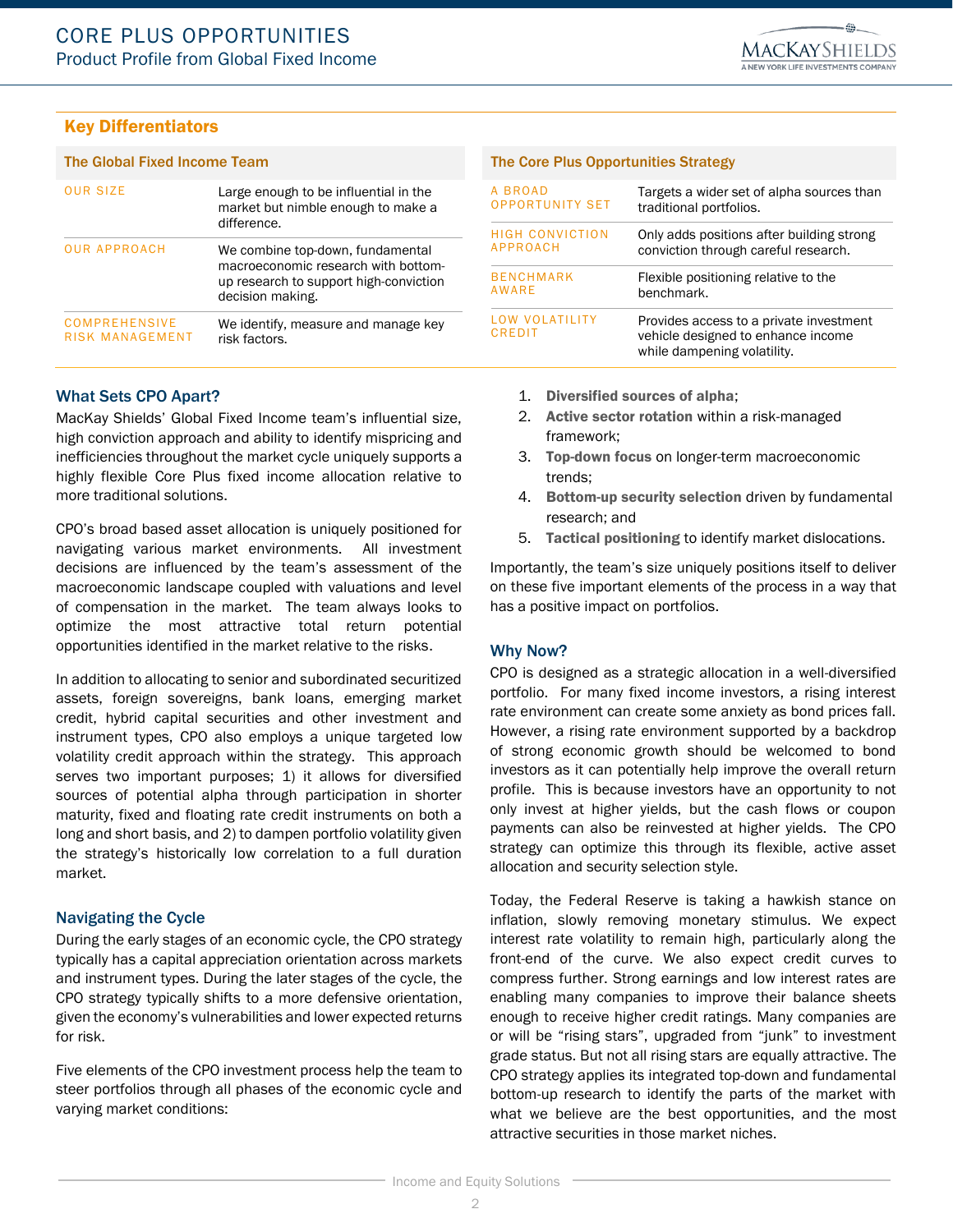## Key Differentiators

| The Global Fixed Income Team | |
|---|---|
| OUR SIZE | Large enough to be influential in the market but nimble enough to make a difference. |
| OUR APPROACH | We combine top-down, fundamental macroeconomic research with bottom-up research to support high-conviction decision making. |
| COMPREHENSIVE RISK MANAGEMENT | We identify, measure and manage key risk factors. |

| The Core Plus Opportunities Strategy | |
|---|---|
| A BROAD OPPORTUNITY SET | Targets a wider set of alpha sources than traditional portfolios. |
| HIGH CONVICTION APPROACH | Only adds positions after building strong conviction through careful research. |
| BENCHMARK AWARE | Flexible positioning relative to the benchmark. |
| LOW VOLATILITY CREDIT | Provides access to a private investment vehicle designed to enhance income while dampening volatility. |

### What Sets CPO Apart?

MacKay Shields' Global Fixed Income team's influential size, high conviction approach and ability to identify mispricing and inefficiencies throughout the market cycle uniquely supports a highly flexible Core Plus fixed income allocation relative to more traditional solutions.

CPO's broad based asset allocation is uniquely positioned for navigating various market environments. All investment decisions are influenced by the team's assessment of the macroeconomic landscape coupled with valuations and level of compensation in the market. The team always looks to optimize the most attractive total return potential opportunities identified in the market relative to the risks.

In addition to allocating to senior and subordinated securitized assets, foreign sovereigns, bank loans, emerging market credit, hybrid capital securities and other investment and instrument types, CPO also employs a unique targeted low volatility credit approach within the strategy. This approach serves two important purposes; 1) it allows for diversified sources of potential alpha through participation in shorter maturity, fixed and floating rate credit instruments on both a long and short basis, and 2) to dampen portfolio volatility given the strategy's historically low correlation to a full duration market.

### Navigating the Cycle

During the early stages of an economic cycle, the CPO strategy typically has a capital appreciation orientation across markets and instrument types. During the later stages of the cycle, the CPO strategy typically shifts to a more defensive orientation, given the economy's vulnerabilities and lower expected returns for risk.

Five elements of the CPO investment process help the team to steer portfolios through all phases of the economic cycle and varying market conditions:

1. **Diversified sources of alpha**;
2. **Active sector rotation** within a risk-managed framework;
3. **Top-down focus** on longer-term macroeconomic trends;
4. **Bottom-up security selection** driven by fundamental research; and
5. **Tactical positioning** to identify market dislocations.

Importantly, the team's size uniquely positions itself to deliver on these five important elements of the process in a way that has a positive impact on portfolios.

### Why Now?

CPO is designed as a strategic allocation in a well-diversified portfolio. For many fixed income investors, a rising interest rate environment can create some anxiety as bond prices fall. However, a rising rate environment supported by a backdrop of strong economic growth should be welcomed to bond investors as it can potentially help improve the overall return profile. This is because investors have an opportunity to not only invest at higher yields, but the cash flows or coupon payments can also be reinvested at higher yields. The CPO strategy can optimize this through its flexible, active asset allocation and security selection style.

Today, the Federal Reserve is taking a hawkish stance on inflation, slowly removing monetary stimulus. We expect interest rate volatility to remain high, particularly along the front-end of the curve. We also expect credit curves to compress further. Strong earnings and low interest rates are enabling many companies to improve their balance sheets enough to receive higher credit ratings. Many companies are or will be "rising stars", upgraded from "junk" to investment grade status. But not all rising stars are equally attractive. The CPO strategy applies its integrated top-down and fundamental bottom-up research to identify the parts of the market with what we believe are the best opportunities, and the most attractive securities in those market niches.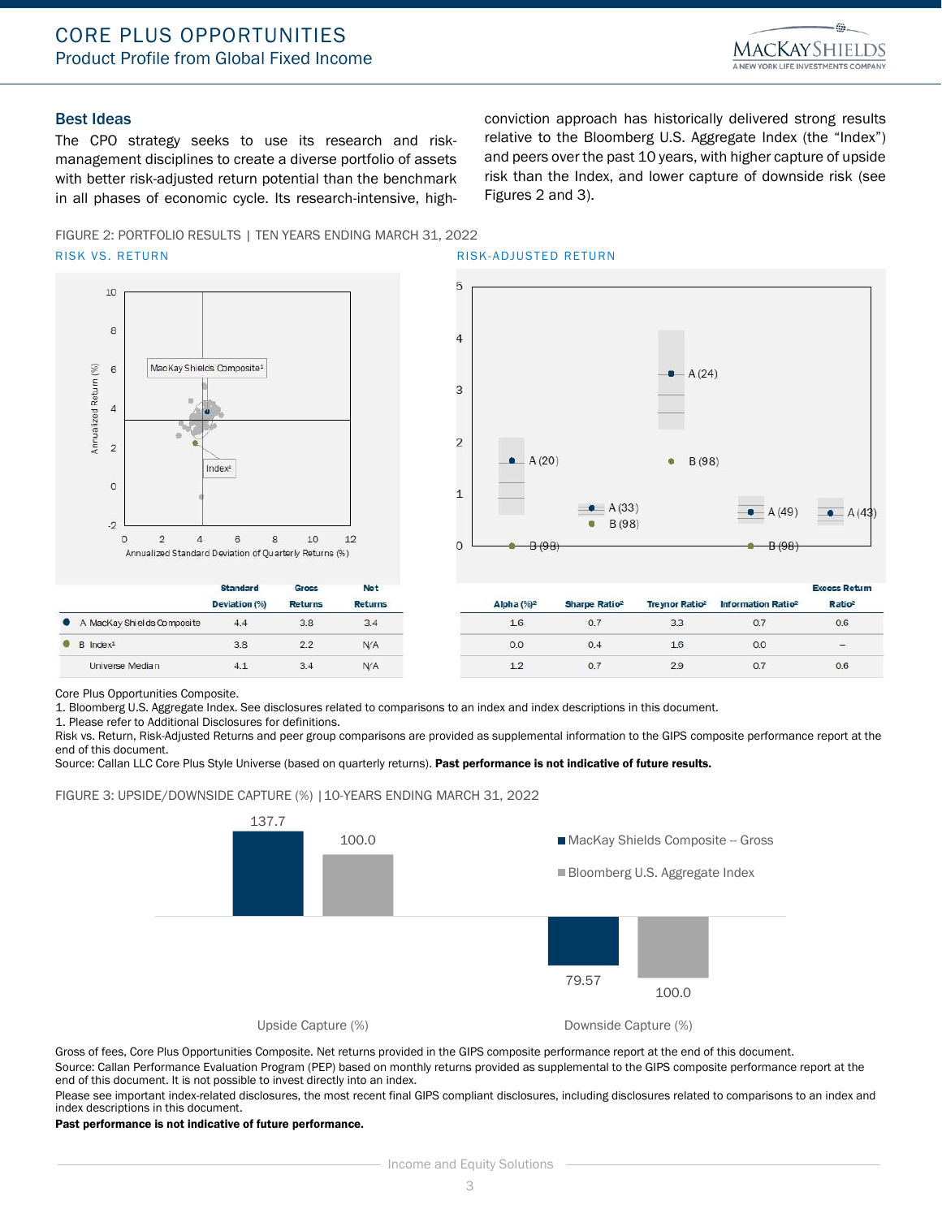## Best Ideas

The CPO strategy seeks to use its research and risk-management disciplines to create a diverse portfolio of assets with better risk-adjusted return potential than the benchmark in all phases of economic cycle. Its research-intensive, high-conviction approach has historically delivered strong results relative to the Bloomberg U.S. Aggregate Index (the "Index") and peers over the past 10 years, with higher capture of upside risk than the Index, and lower capture of downside risk (see Figures 2 and 3).

FIGURE 2: PORTFOLIO RESULTS | TEN YEARS ENDING MARCH 31, 2022

RISK VS. RETURN

RISK-ADJUSTED RETURN

| | Standard Deviation (%) | Gross Returns | Net Returns | Alpha (%)[2] | Sharpe Ratio[2] | Treynor Ratio[2] | Information Ratio[2] | Excess Return Ratio[2] |
|---|---|---|---|---|---|---|---|---|
| A MacKay Shields Composite | 4.4 | 3.8 | 3.4 | 1.6 | 0.7 | 3.3 | 0.7 | 0.6 |
| B Index[1] | 3.8 | 2.2 | N/A | 0.0 | 0.4 | 1.6 | 0.0 | – |
| Universe Median | 4.1 | 3.4 | N/A | 1.2 | 0.7 | 2.9 | 0.7 | 0.6 |

Core Plus Opportunities Composite.
1. Bloomberg U.S. Aggregate Index. See disclosures related to comparisons to an index and index descriptions in this document.
1. Please refer to Additional Disclosures for definitions.
Risk vs. Return, Risk-Adjusted Returns and peer group comparisons are provided as supplemental information to the GIPS composite performance report at the end of this document.
Source: Callan LLC Core Plus Style Universe (based on quarterly returns). **Past performance is not indicative of future results.**

FIGURE 3: UPSIDE/DOWNSIDE CAPTURE (%) | 10-YEARS ENDING MARCH 31, 2022

| | Upside Capture (%) | Downside Capture (%) |
|---|---|---|
| MacKay Shields Composite – Gross | 137.7 | 79.57 |
| Bloomberg U.S. Aggregate Index | 100.0 | 100.0 |

Gross of fees, Core Plus Opportunities Composite. Net returns provided in the GIPS composite performance report at the end of this document.
Source: Callan Performance Evaluation Program (PEP) based on monthly returns provided as supplemental to the GIPS composite performance report at the end of this document. It is not possible to invest directly into an index.
Please see important index-related disclosures, the most recent final GIPS compliant disclosures, including disclosures related to comparisons to an index and index descriptions in this document.
**Past performance is not indicative of future performance.**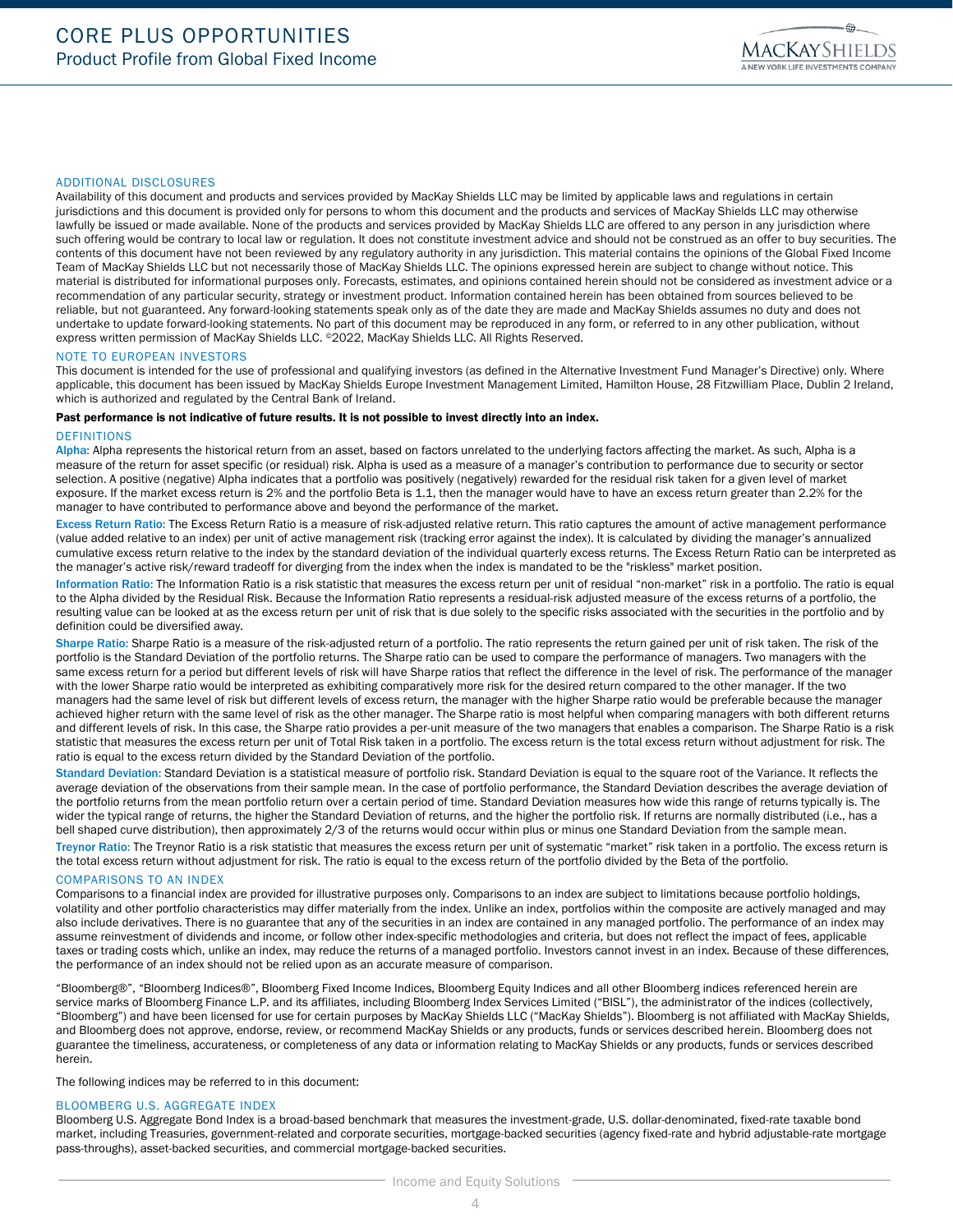## ADDITIONAL DISCLOSURES

Availability of this document and products and services provided by MacKay Shields LLC may be limited by applicable laws and regulations in certain jurisdictions and this document is provided only for persons to whom this document and the products and services of MacKay Shields LLC may otherwise lawfully be issued or made available. None of the products and services provided by MacKay Shields LLC are offered to any person in any jurisdiction where such offering would be contrary to local law or regulation. It does not constitute investment advice and should not be construed as an offer to buy securities. The contents of this document have not been reviewed by any regulatory authority in any jurisdiction. This material contains the opinions of the Global Fixed Income Team of MacKay Shields LLC but not necessarily those of MacKay Shields LLC. The opinions expressed herein are subject to change without notice. This material is distributed for informational purposes only. Forecasts, estimates, and opinions contained herein should not be considered as investment advice or a recommendation of any particular security, strategy or investment product. Information contained herein has been obtained from sources believed to be reliable, but not guaranteed. Any forward-looking statements speak only as of the date they are made and MacKay Shields assumes no duty and does not undertake to update forward-looking statements. No part of this document may be reproduced in any form, or referred to in any other publication, without express written permission of MacKay Shields LLC. ©2022, MacKay Shields LLC. All Rights Reserved.

## NOTE TO EUROPEAN INVESTORS

This document is intended for the use of professional and qualifying investors (as defined in the Alternative Investment Fund Manager's Directive) only. Where applicable, this document has been issued by MacKay Shields Europe Investment Management Limited, Hamilton House, 28 Fitzwilliam Place, Dublin 2 Ireland, which is authorized and regulated by the Central Bank of Ireland.

**Past performance is not indicative of future results. It is not possible to invest directly into an index.**

## DEFINITIONS

**Alpha:** Alpha represents the historical return from an asset, based on factors unrelated to the underlying factors affecting the market. As such, Alpha is a measure of the return for asset specific (or residual) risk. Alpha is used as a measure of a manager's contribution to performance due to security or sector selection. A positive (negative) Alpha indicates that a portfolio was positively (negatively) rewarded for the residual risk taken for a given level of market exposure. If the market excess return is 2% and the portfolio Beta is 1.1, then the manager would have to have an excess return greater than 2.2% for the manager to have contributed to performance above and beyond the performance of the market.

**Excess Return Ratio:** The Excess Return Ratio is a measure of risk-adjusted relative return. This ratio captures the amount of active management performance (value added relative to an index) per unit of active management risk (tracking error against the index). It is calculated by dividing the manager's annualized cumulative excess return relative to the index by the standard deviation of the individual quarterly excess returns. The Excess Return Ratio can be interpreted as the manager's active risk/reward tradeoff for diverging from the index when the index is mandated to be the "riskless" market position.

**Information Ratio:** The Information Ratio is a risk statistic that measures the excess return per unit of residual "non-market" risk in a portfolio. The ratio is equal to the Alpha divided by the Residual Risk. Because the Information Ratio represents a residual-risk adjusted measure of the excess returns of a portfolio, the resulting value can be looked at as the excess return per unit of risk that is due solely to the specific risks associated with the securities in the portfolio and by definition could be diversified away.

**Sharpe Ratio:** Sharpe Ratio is a measure of the risk-adjusted return of a portfolio. The ratio represents the return gained per unit of risk taken. The risk of the portfolio is the Standard Deviation of the portfolio returns. The Sharpe ratio can be used to compare the performance of managers. Two managers with the same excess return for a period but different levels of risk will have Sharpe ratios that reflect the difference in the level of risk. The performance of the manager with the lower Sharpe ratio would be interpreted as exhibiting comparatively more risk for the desired return compared to the other manager. If the two managers had the same level of risk but different levels of excess return, the manager with the higher Sharpe ratio would be preferable because the manager achieved higher return with the same level of risk as the other manager. The Sharpe ratio is most helpful when comparing managers with both different returns and different levels of risk. In this case, the Sharpe ratio provides a per-unit measure of the two managers that enables a comparison. The Sharpe Ratio is a risk statistic that measures the excess return per unit of Total Risk taken in a portfolio. The excess return is the total excess return without adjustment for risk. The ratio is equal to the excess return divided by the Standard Deviation of the portfolio.

**Standard Deviation:** Standard Deviation is a statistical measure of portfolio risk. Standard Deviation is equal to the square root of the Variance. It reflects the average deviation of the observations from their sample mean. In the case of portfolio performance, the Standard Deviation describes the average deviation of the portfolio returns from the mean portfolio return over a certain period of time. Standard Deviation measures how wide this range of returns typically is. The wider the typical range of returns, the higher the Standard Deviation of returns, and the higher the portfolio risk. If returns are normally distributed (i.e., has a bell shaped curve distribution), then approximately 2/3 of the returns would occur within plus or minus one Standard Deviation from the sample mean.

**Treynor Ratio:** The Treynor Ratio is a risk statistic that measures the excess return per unit of systematic "market" risk taken in a portfolio. The excess return is the total excess return without adjustment for risk. The ratio is equal to the excess return of the portfolio divided by the Beta of the portfolio.

## COMPARISONS TO AN INDEX

Comparisons to a financial index are provided for illustrative purposes only. Comparisons to an index are subject to limitations because portfolio holdings, volatility and other portfolio characteristics may differ materially from the index. Unlike an index, portfolios within the composite are actively managed and may also include derivatives. There is no guarantee that any of the securities in an index are contained in any managed portfolio. The performance of an index may assume reinvestment of dividends and income, or follow other index-specific methodologies and criteria, but does not reflect the impact of fees, applicable taxes or trading costs which, unlike an index, may reduce the returns of a managed portfolio. Investors cannot invest in an index. Because of these differences, the performance of an index should not be relied upon as an accurate measure of comparison.

"Bloomberg®", "Bloomberg Indices®", Bloomberg Fixed Income Indices, Bloomberg Equity Indices and all other Bloomberg indices referenced herein are service marks of Bloomberg Finance L.P. and its affiliates, including Bloomberg Index Services Limited ("BISL"), the administrator of the indices (collectively, "Bloomberg") and have been licensed for use for certain purposes by MacKay Shields LLC ("MacKay Shields"). Bloomberg is not affiliated with MacKay Shields, and Bloomberg does not approve, endorse, review, or recommend MacKay Shields or any products, funds or services described herein. Bloomberg does not guarantee the timeliness, accurateness, or completeness of any data or information relating to MacKay Shields or any products, funds or services described herein.

The following indices may be referred to in this document:

## BLOOMBERG U.S. AGGREGATE INDEX

Bloomberg U.S. Aggregate Bond Index is a broad-based benchmark that measures the investment-grade, U.S. dollar-denominated, fixed-rate taxable bond market, including Treasuries, government-related and corporate securities, mortgage-backed securities (agency fixed-rate and hybrid adjustable-rate mortgage pass-throughs), asset-backed securities, and commercial mortgage-backed securities.